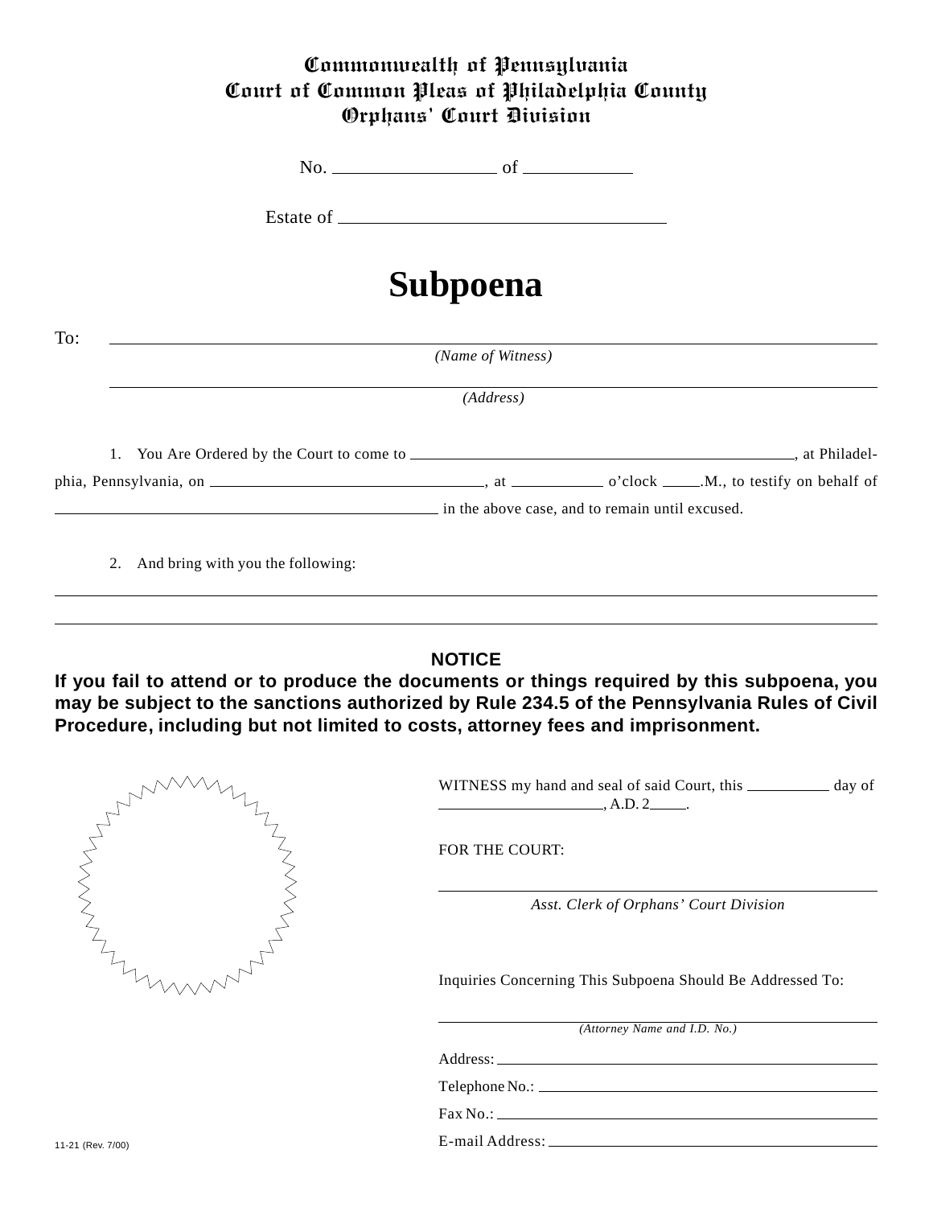**Commonwealth of Pennsylvania**
**Court of Common Pleas of Philadelphia County**
**Orphans' Court Division**

No. ________________ of __________

Estate of ______________________________

# Subpoena

To: ______________________________________________________________
*(Name of Witness)*

______________________________________________________________
*(Address)*

1. You Are Ordered by the Court to come to ________________________________________, at Philadelphia, Pennsylvania, on ____________________________, at __________ o'clock ____.M., to testify on behalf of ________________________________________ in the above case, and to remain until excused.

2. And bring with you the following:

______________________________________________________________

______________________________________________________________

**NOTICE**

**If you fail to attend or to produce the documents or things required by this subpoena, you may be subject to the sanctions authorized by Rule 234.5 of the Pennsylvania Rules of Civil Procedure, including but not limited to costs, attorney fees and imprisonment.**

WITNESS my hand and seal of said Court, this _________ day of ____________________, A.D. 2____.

FOR THE COURT:

______________________________________________
*Asst. Clerk of Orphans' Court Division*

Inquiries Concerning This Subpoena Should Be Addressed To:

______________________________________________
*(Attorney Name and I.D. No.)*

Address: ______________________________________

Telephone No.: _________________________________

Fax No.: ______________________________________

E-mail Address: ________________________________

11-21 (Rev. 7/00)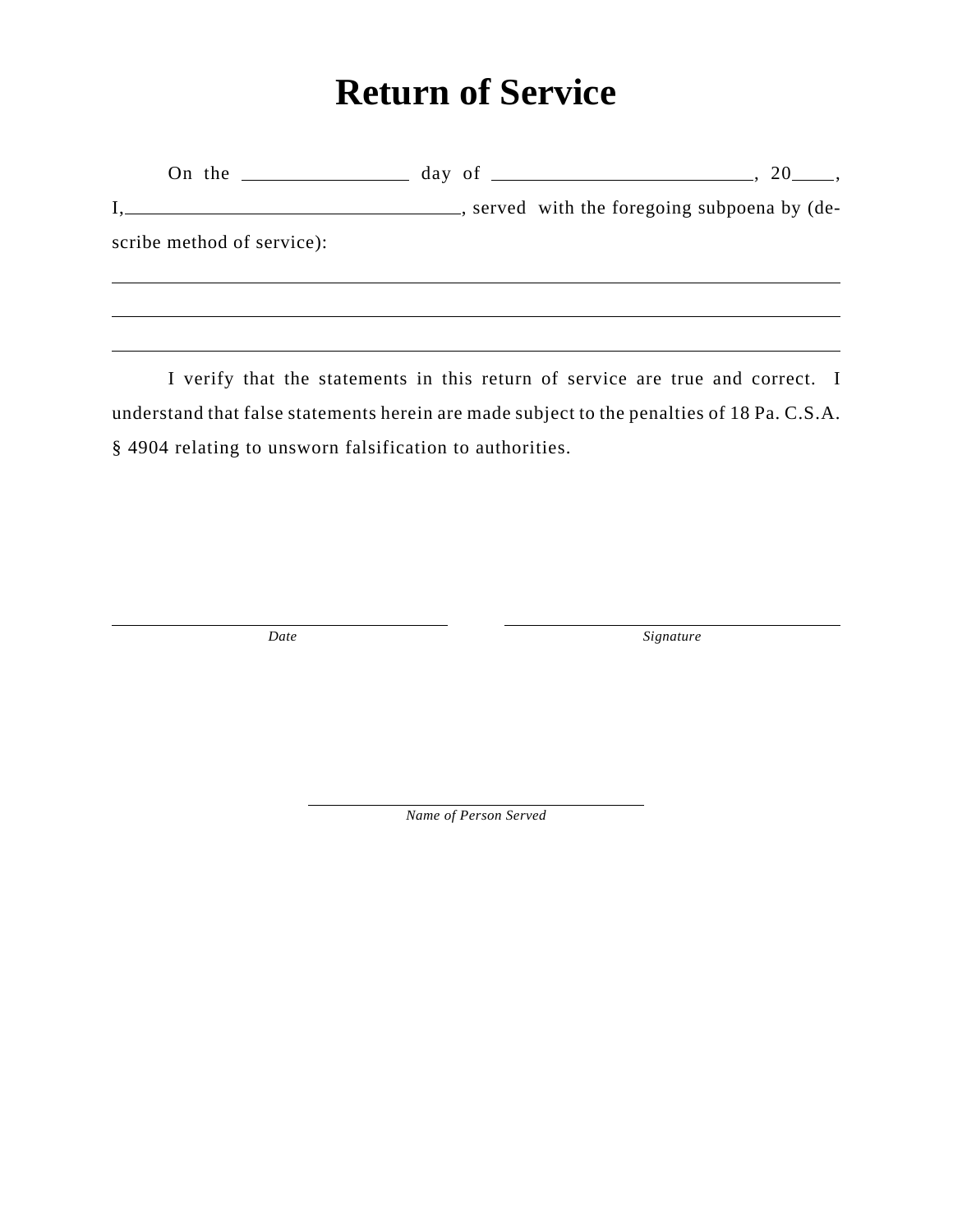# Return of Service

On the ______________ day of ______________________, 20____, I,____________________________, served with the foregoing subpoena by (describe method of service):

______________________________________________________________________

______________________________________________________________________

______________________________________________________________________

I verify that the statements in this return of service are true and correct. I understand that false statements herein are made subject to the penalties of 18 Pa. C.S.A. § 4904 relating to unsworn falsification to authorities.

______________________________ ______________________________

*Date* *Signature*

______________________________

*Name of Person Served*